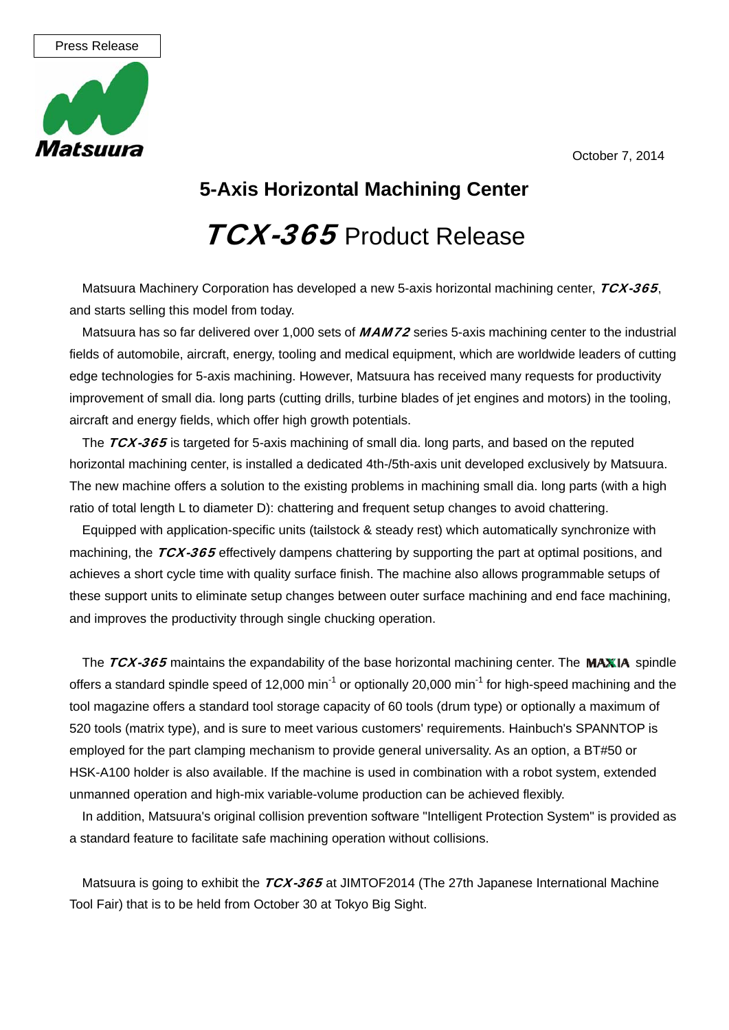Press Release

Matsuura

October 7, 2014

# 5-Axis Horizontal Machining Center

# *TCX-365* Product Release

Matsuura Machinery Corporation has developed a new 5-axis horizontal machining center, ***TCX-365***, and starts selling this model from today.

Matsuura has so far delivered over 1,000 sets of ***MAM72*** series 5-axis machining center to the industrial fields of automobile, aircraft, energy, tooling and medical equipment, which are worldwide leaders of cutting edge technologies for 5-axis machining. However, Matsuura has received many requests for productivity improvement of small dia. long parts (cutting drills, turbine blades of jet engines and motors) in the tooling, aircraft and energy fields, which offer high growth potentials.

The ***TCX-365*** is targeted for 5-axis machining of small dia. long parts, and based on the reputed horizontal machining center, is installed a dedicated 4th-/5th-axis unit developed exclusively by Matsuura. The new machine offers a solution to the existing problems in machining small dia. long parts (with a high ratio of total length L to diameter D): chattering and frequent setup changes to avoid chattering.

Equipped with application-specific units (tailstock & steady rest) which automatically synchronize with machining, the ***TCX-365*** effectively dampens chattering by supporting the part at optimal positions, and achieves a short cycle time with quality surface finish. The machine also allows programmable setups of these support units to eliminate setup changes between outer surface machining and end face machining, and improves the productivity through single chucking operation.

The ***TCX-365*** maintains the expandability of the base horizontal machining center. The **MAXIA** spindle offers a standard spindle speed of 12,000 $min^{-1}$ or optionally 20,000 $min^{-1}$ for high-speed machining and the tool magazine offers a standard tool storage capacity of 60 tools (drum type) or optionally a maximum of 520 tools (matrix type), and is sure to meet various customers' requirements. Hainbuch's SPANNTOP is employed for the part clamping mechanism to provide general universality. As an option, a BT#50 or HSK-A100 holder is also available. If the machine is used in combination with a robot system, extended unmanned operation and high-mix variable-volume production can be achieved flexibly.

In addition, Matsuura's original collision prevention software "Intelligent Protection System" is provided as a standard feature to facilitate safe machining operation without collisions.

Matsuura is going to exhibit the ***TCX-365*** at JIMTOF2014 (The 27th Japanese International Machine Tool Fair) that is to be held from October 30 at Tokyo Big Sight.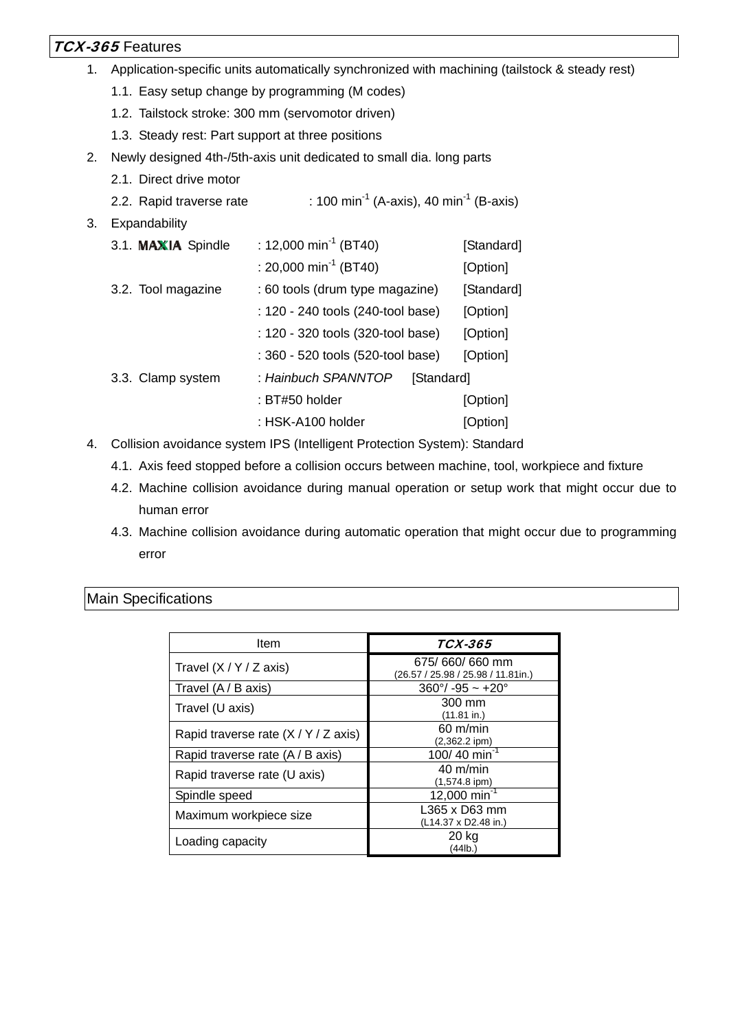## *TCX-365* Features

1. Application-specific units automatically synchronized with machining (tailstock & steady rest)
   1.1. Easy setup change by programming (M codes)
   1.2. Tailstock stroke: 300 mm (servomotor driven)
   1.3. Steady rest: Part support at three positions
2. Newly designed 4th-/5th-axis unit dedicated to small dia. long parts
   2.1. Direct drive motor
   2.2. Rapid traverse rate : 100 $min^{-1}$ (A-axis), 40 $min^{-1}$ (B-axis)
3. Expandability
   3.1. MAXIA Spindle : 12,000 $min^{-1}$ (BT40) [Standard]
   : 20,000 $min^{-1}$ (BT40) [Option]
   3.2. Tool magazine : 60 tools (drum type magazine) [Standard]
   : 120 - 240 tools (240-tool base) [Option]
   : 120 - 320 tools (320-tool base) [Option]
   : 360 - 520 tools (520-tool base) [Option]
   3.3. Clamp system : *Hainbuch SPANNTOP* [Standard]
   : BT#50 holder [Option]
   : HSK-A100 holder [Option]
4. Collision avoidance system IPS (Intelligent Protection System): Standard
   4.1. Axis feed stopped before a collision occurs between machine, tool, workpiece and fixture
   4.2. Machine collision avoidance during manual operation or setup work that might occur due to human error
   4.3. Machine collision avoidance during automatic operation that might occur due to programming error

## Main Specifications

| Item | *TCX-365* |
|---|---|
| Travel (X / Y / Z axis) | 675/ 660/ 660 mm (26.57 / 25.98 / 25.98 / 11.81in.) |
| Travel (A / B axis) | 360°/ -95 ~ +20° |
| Travel (U axis) | 300 mm (11.81 in.) |
| Rapid traverse rate (X / Y / Z axis) | 60 m/min (2,362.2 ipm) |
| Rapid traverse rate (A / B axis) | 100/ 40 $min^{-1}$ |
| Rapid traverse rate (U axis) | 40 m/min (1,574.8 ipm) |
| Spindle speed | 12,000 $min^{-1}$ |
| Maximum workpiece size | L365 x D63 mm (L14.37 x D2.48 in.) |
| Loading capacity | 20 kg (44lb.) |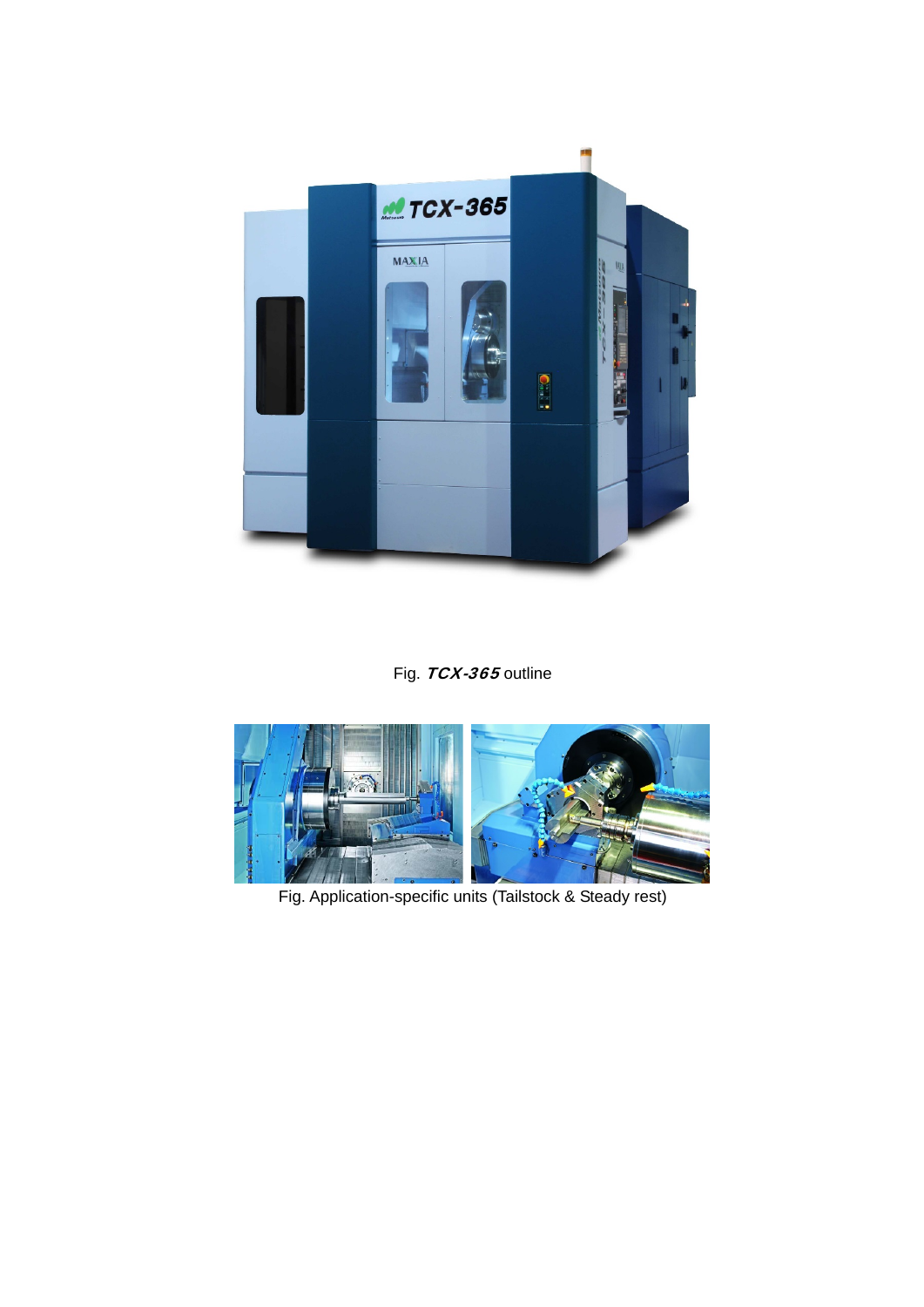Fig. ***TCX-365*** outline

Fig. Application-specific units (Tailstock & Steady rest)